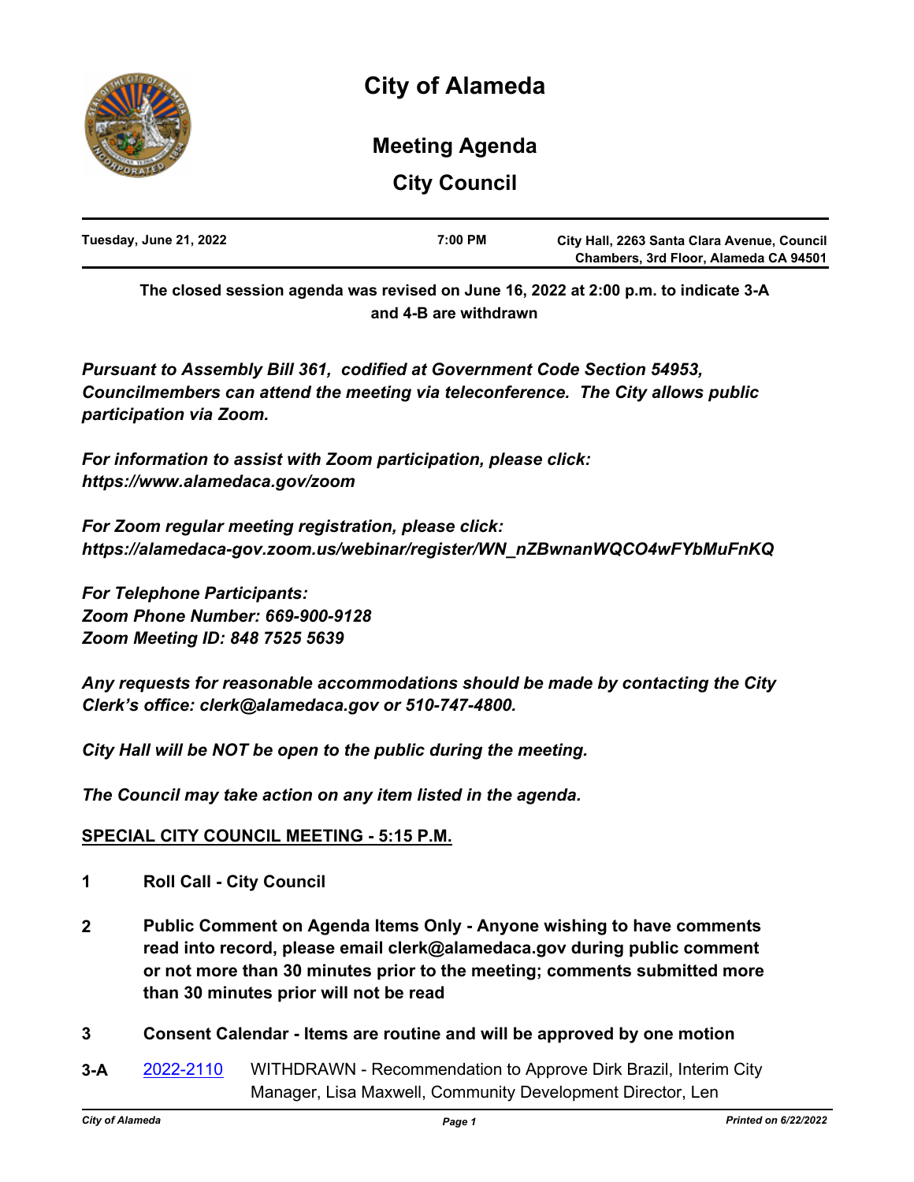# City of Alameda

## Meeting Agenda

## City Council

| Tuesday, June 21, 2022 | 7:00 PM | City Hall, 2263 Santa Clara Avenue, Council Chambers, 3rd Floor, Alameda CA 94501 |
|---|---|---|

**The closed session agenda was revised on June 16, 2022 at 2:00 p.m. to indicate 3-A and 4-B are withdrawn**

***Pursuant to Assembly Bill 361, codified at Government Code Section 54953, Councilmembers can attend the meeting via teleconference. The City allows public participation via Zoom.***

***For information to assist with Zoom participation, please click: https://www.alamedaca.gov/zoom***

***For Zoom regular meeting registration, please click: https://alamedaca-gov.zoom.us/webinar/register/WN_nZBwnanWQCO4wFYbMuFnKQ***

***For Telephone Participants:***
***Zoom Phone Number: 669-900-9128***
***Zoom Meeting ID: 848 7525 5639***

***Any requests for reasonable accommodations should be made by contacting the City Clerk's office: clerk@alamedaca.gov or 510-747-4800.***

***City Hall will be NOT be open to the public during the meeting.***

***The Council may take action on any item listed in the agenda.***

**SPECIAL CITY COUNCIL MEETING - 5:15 P.M.**

**1 Roll Call - City Council**

**2 Public Comment on Agenda Items Only - Anyone wishing to have comments read into record, please email clerk@alamedaca.gov during public comment or not more than 30 minutes prior to the meeting; comments submitted more than 30 minutes prior will not be read**

**3 Consent Calendar - Items are routine and will be approved by one motion**

**3-A** 2022-2110 WITHDRAWN - Recommendation to Approve Dirk Brazil, Interim City Manager, Lisa Maxwell, Community Development Director, Len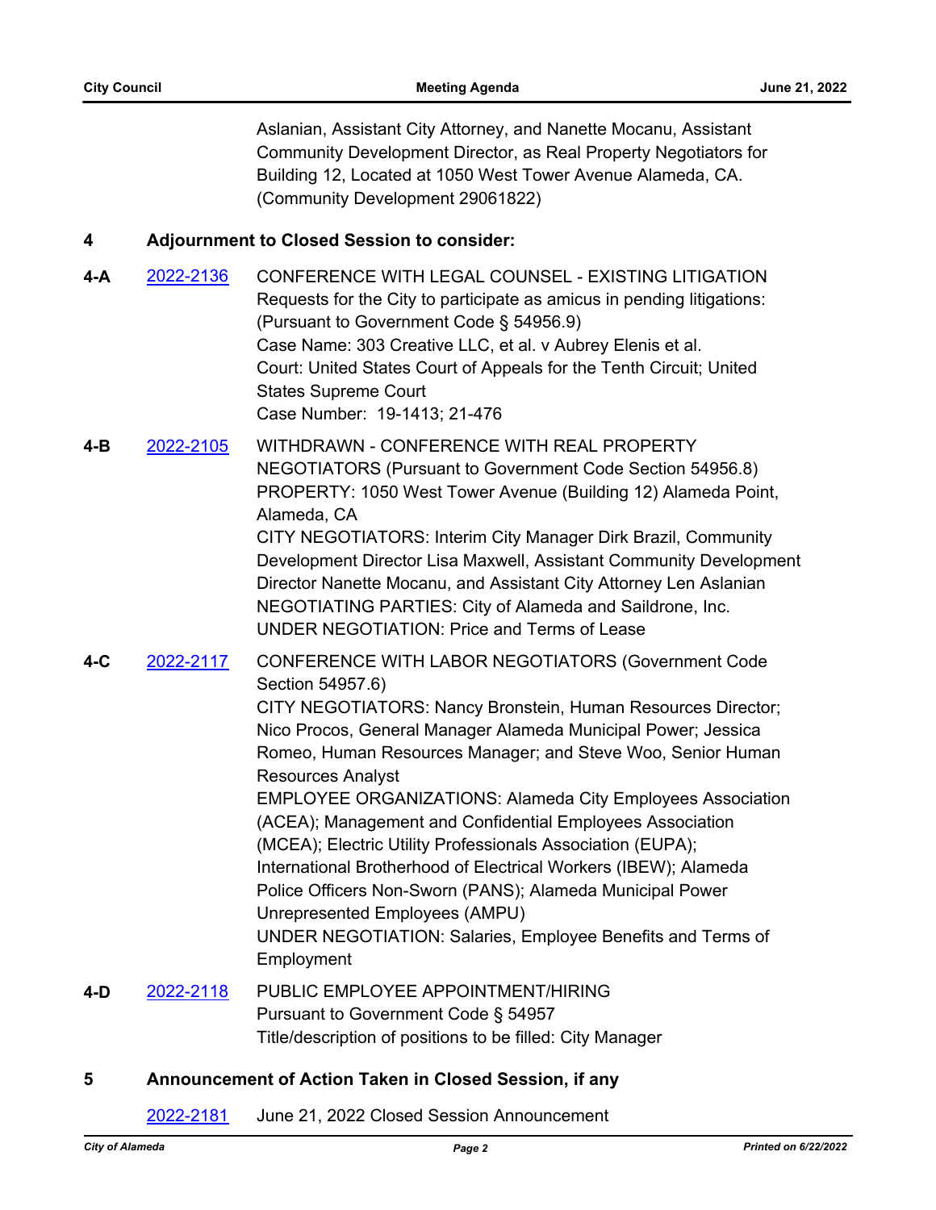Aslanian, Assistant City Attorney, and Nanette Mocanu, Assistant Community Development Director, as Real Property Negotiators for Building 12, Located at 1050 West Tower Avenue Alameda, CA. (Community Development 29061822)

## 4 Adjournment to Closed Session to consider:

**4-A** [2022-2136]

CONFERENCE WITH LEGAL COUNSEL - EXISTING LITIGATION
Requests for the City to participate as amicus in pending litigations: (Pursuant to Government Code § 54956.9)
Case Name: 303 Creative LLC, et al. v Aubrey Elenis et al.
Court: United States Court of Appeals for the Tenth Circuit; United States Supreme Court
Case Number: 19-1413; 21-476

**4-B** [2022-2105]

WITHDRAWN - CONFERENCE WITH REAL PROPERTY NEGOTIATORS (Pursuant to Government Code Section 54956.8)
PROPERTY: 1050 West Tower Avenue (Building 12) Alameda Point, Alameda, CA
CITY NEGOTIATORS: Interim City Manager Dirk Brazil, Community Development Director Lisa Maxwell, Assistant Community Development Director Nanette Mocanu, and Assistant City Attorney Len Aslanian
NEGOTIATING PARTIES: City of Alameda and Saildrone, Inc.
UNDER NEGOTIATION: Price and Terms of Lease

**4-C** [2022-2117]

CONFERENCE WITH LABOR NEGOTIATORS (Government Code Section 54957.6)
CITY NEGOTIATORS: Nancy Bronstein, Human Resources Director; Nico Procos, General Manager Alameda Municipal Power; Jessica Romeo, Human Resources Manager; and Steve Woo, Senior Human Resources Analyst
EMPLOYEE ORGANIZATIONS: Alameda City Employees Association (ACEA); Management and Confidential Employees Association (MCEA); Electric Utility Professionals Association (EUPA); International Brotherhood of Electrical Workers (IBEW); Alameda Police Officers Non-Sworn (PANS); Alameda Municipal Power Unrepresented Employees (AMPU)
UNDER NEGOTIATION: Salaries, Employee Benefits and Terms of Employment

**4-D** [2022-2118]

PUBLIC EMPLOYEE APPOINTMENT/HIRING
Pursuant to Government Code § 54957
Title/description of positions to be filled: City Manager

## 5 Announcement of Action Taken in Closed Session, if any

[2022-2181] June 21, 2022 Closed Session Announcement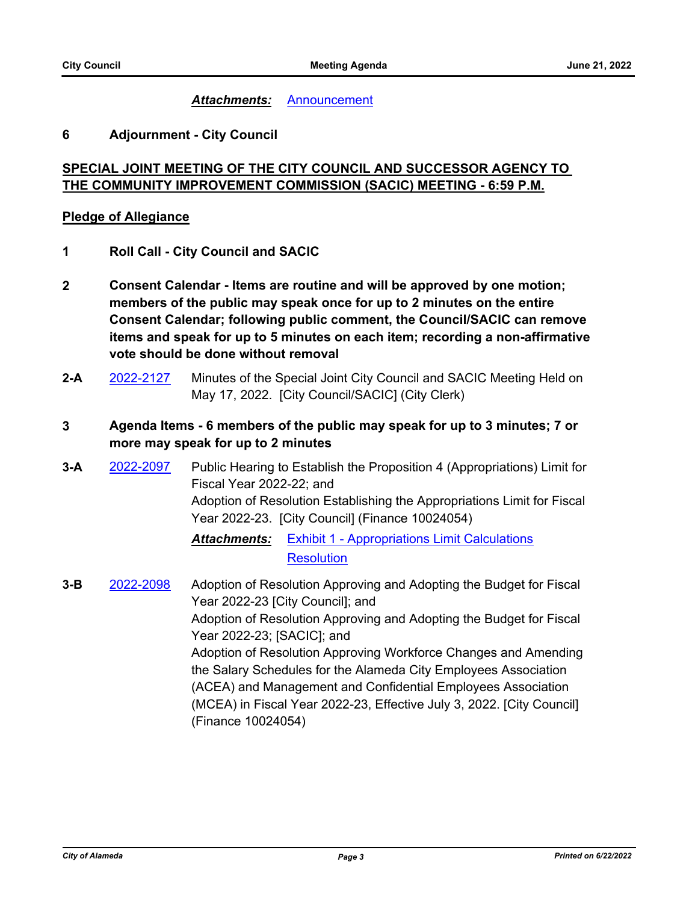***Attachments:*** Announcement

**6 Adjournment - City Council**

**SPECIAL JOINT MEETING OF THE CITY COUNCIL AND SUCCESSOR AGENCY TO THE COMMUNITY IMPROVEMENT COMMISSION (SACIC) MEETING - 6:59 P.M.**

**Pledge of Allegiance**

**1 Roll Call - City Council and SACIC**

**2 Consent Calendar - Items are routine and will be approved by one motion; members of the public may speak once for up to 2 minutes on the entire Consent Calendar; following public comment, the Council/SACIC can remove items and speak for up to 5 minutes on each item; recording a non-affirmative vote should be done without removal**

**2-A** 2022-2127 Minutes of the Special Joint City Council and SACIC Meeting Held on May 17, 2022. [City Council/SACIC] (City Clerk)

**3 Agenda Items - 6 members of the public may speak for up to 3 minutes; 7 or more may speak for up to 2 minutes**

**3-A** 2022-2097 Public Hearing to Establish the Proposition 4 (Appropriations) Limit for Fiscal Year 2022-22; and
Adoption of Resolution Establishing the Appropriations Limit for Fiscal Year 2022-23. [City Council] (Finance 10024054)

***Attachments:*** Exhibit 1 - Appropriations Limit Calculations
Resolution

**3-B** 2022-2098 Adoption of Resolution Approving and Adopting the Budget for Fiscal Year 2022-23 [City Council]; and
Adoption of Resolution Approving and Adopting the Budget for Fiscal Year 2022-23; [SACIC]; and
Adoption of Resolution Approving Workforce Changes and Amending the Salary Schedules for the Alameda City Employees Association (ACEA) and Management and Confidential Employees Association (MCEA) in Fiscal Year 2022-23, Effective July 3, 2022. [City Council] (Finance 10024054)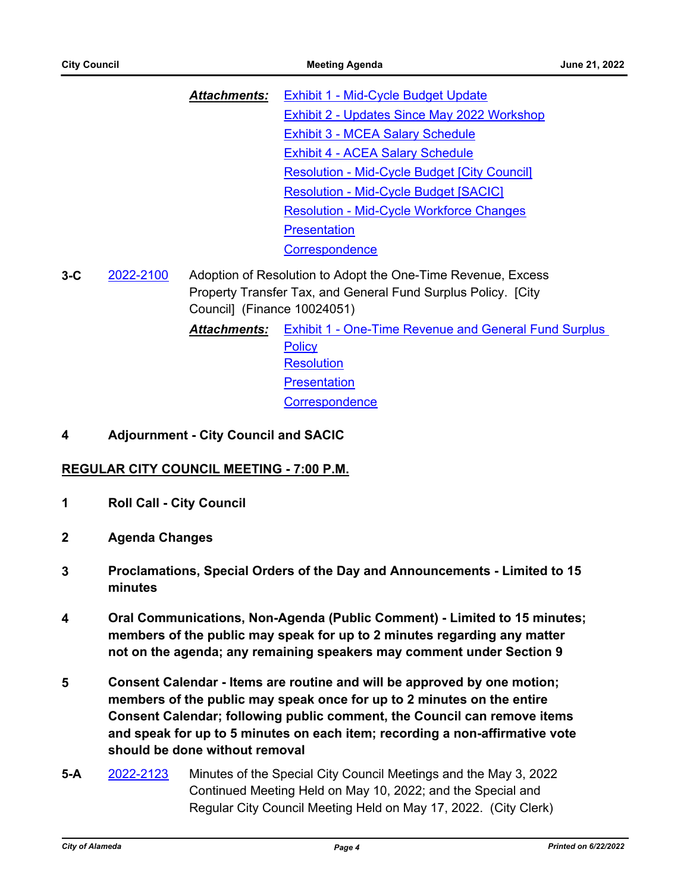***Attachments:***
Exhibit 1 - Mid-Cycle Budget Update
Exhibit 2 - Updates Since May 2022 Workshop
Exhibit 3 - MCEA Salary Schedule
Exhibit 4 - ACEA Salary Schedule
Resolution - Mid-Cycle Budget [City Council]
Resolution - Mid-Cycle Budget [SACIC]
Resolution - Mid-Cycle Workforce Changes
Presentation
Correspondence

**3-C** 2022-2100 Adoption of Resolution to Adopt the One-Time Revenue, Excess Property Transfer Tax, and General Fund Surplus Policy. [City Council] (Finance 10024051)

***Attachments:***
Exhibit 1 - One-Time Revenue and General Fund Surplus Policy
Resolution
Presentation
Correspondence

**4 Adjournment - City Council and SACIC**

**REGULAR CITY COUNCIL MEETING - 7:00 P.M.**

**1 Roll Call - City Council**

**2 Agenda Changes**

**3 Proclamations, Special Orders of the Day and Announcements - Limited to 15 minutes**

**4 Oral Communications, Non-Agenda (Public Comment) - Limited to 15 minutes; members of the public may speak for up to 2 minutes regarding any matter not on the agenda; any remaining speakers may comment under Section 9**

**5 Consent Calendar - Items are routine and will be approved by one motion; members of the public may speak once for up to 2 minutes on the entire Consent Calendar; following public comment, the Council can remove items and speak for up to 5 minutes on each item; recording a non-affirmative vote should be done without removal**

**5-A** 2022-2123 Minutes of the Special City Council Meetings and the May 3, 2022 Continued Meeting Held on May 10, 2022; and the Special and Regular City Council Meeting Held on May 17, 2022. (City Clerk)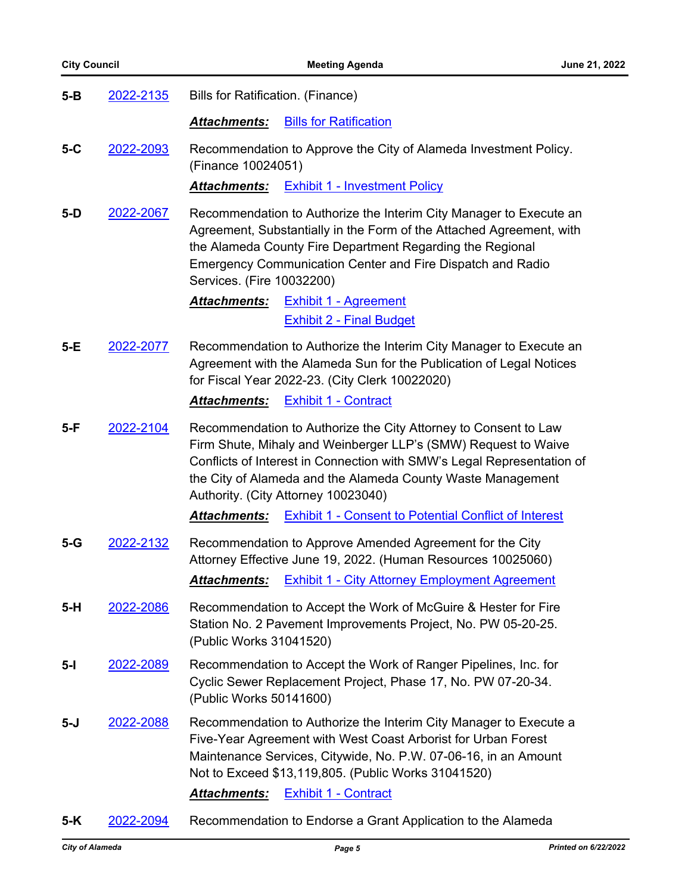**5-B** 2022-2135 Bills for Ratification. (Finance)

***Attachments:*** Bills for Ratification

**5-C** 2022-2093 Recommendation to Approve the City of Alameda Investment Policy. (Finance 10024051)

***Attachments:*** Exhibit 1 - Investment Policy

**5-D** 2022-2067 Recommendation to Authorize the Interim City Manager to Execute an Agreement, Substantially in the Form of the Attached Agreement, with the Alameda County Fire Department Regarding the Regional Emergency Communication Center and Fire Dispatch and Radio Services. (Fire 10032200)

***Attachments:*** Exhibit 1 - Agreement
Exhibit 2 - Final Budget

**5-E** 2022-2077 Recommendation to Authorize the Interim City Manager to Execute an Agreement with the Alameda Sun for the Publication of Legal Notices for Fiscal Year 2022-23. (City Clerk 10022020)

***Attachments:*** Exhibit 1 - Contract

**5-F** 2022-2104 Recommendation to Authorize the City Attorney to Consent to Law Firm Shute, Mihaly and Weinberger LLP's (SMW) Request to Waive Conflicts of Interest in Connection with SMW's Legal Representation of the City of Alameda and the Alameda County Waste Management Authority. (City Attorney 10023040)

***Attachments:*** Exhibit 1 - Consent to Potential Conflict of Interest

**5-G** 2022-2132 Recommendation to Approve Amended Agreement for the City Attorney Effective June 19, 2022. (Human Resources 10025060)

***Attachments:*** Exhibit 1 - City Attorney Employment Agreement

**5-H** 2022-2086 Recommendation to Accept the Work of McGuire & Hester for Fire Station No. 2 Pavement Improvements Project, No. PW 05-20-25. (Public Works 31041520)

**5-I** 2022-2089 Recommendation to Accept the Work of Ranger Pipelines, Inc. for Cyclic Sewer Replacement Project, Phase 17, No. PW 07-20-34. (Public Works 50141600)

**5-J** 2022-2088 Recommendation to Authorize the Interim City Manager to Execute a Five-Year Agreement with West Coast Arborist for Urban Forest Maintenance Services, Citywide, No. P.W. 07-06-16, in an Amount Not to Exceed $13,119,805. (Public Works 31041520)

***Attachments:*** Exhibit 1 - Contract

**5-K** 2022-2094 Recommendation to Endorse a Grant Application to the Alameda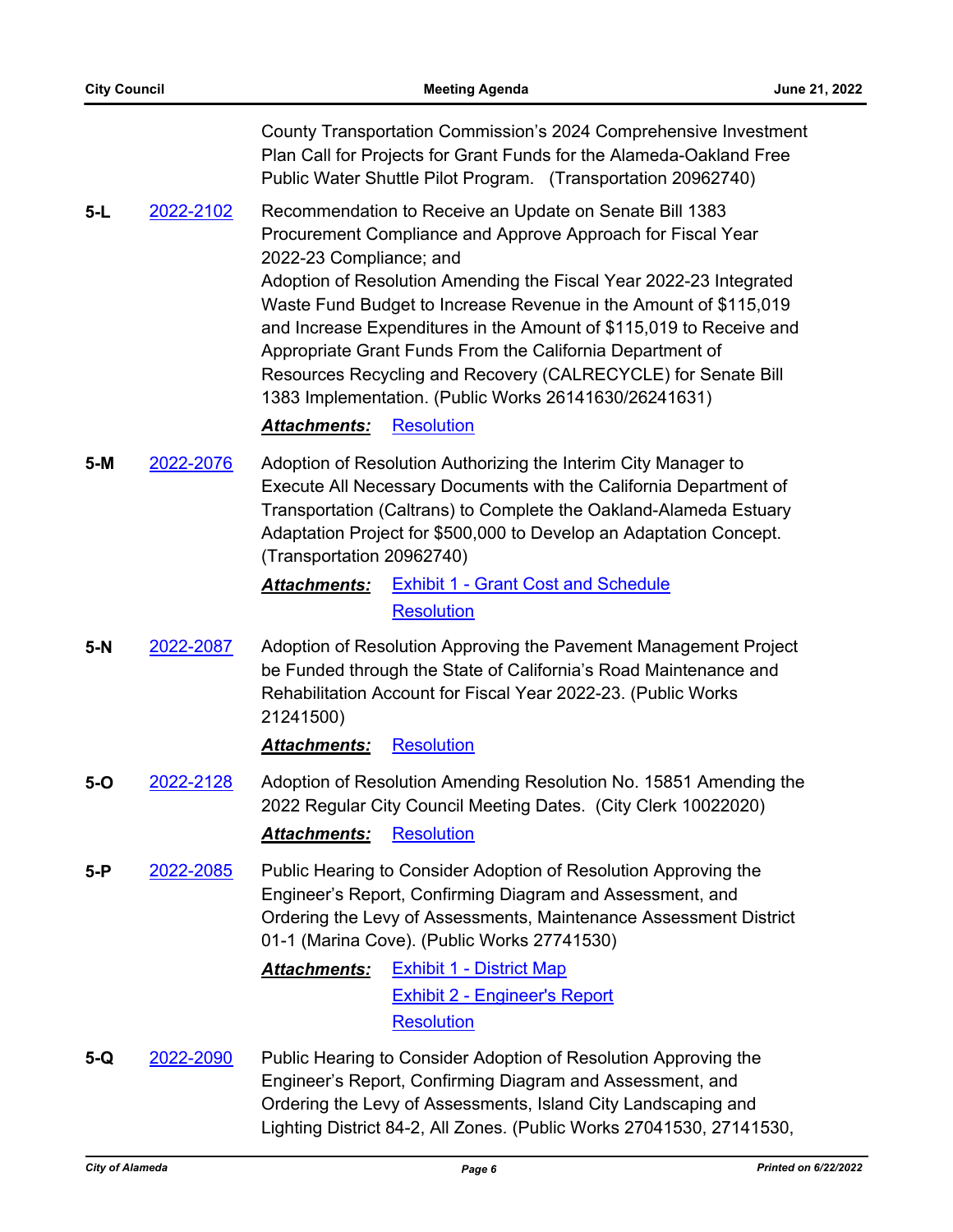County Transportation Commission's 2024 Comprehensive Investment Plan Call for Projects for Grant Funds for the Alameda-Oakland Free Public Water Shuttle Pilot Program. (Transportation 20962740)

**5-L** 2022-2102 Recommendation to Receive an Update on Senate Bill 1383 Procurement Compliance and Approve Approach for Fiscal Year 2022-23 Compliance; and
Adoption of Resolution Amending the Fiscal Year 2022-23 Integrated Waste Fund Budget to Increase Revenue in the Amount of $115,019 and Increase Expenditures in the Amount of $115,019 to Receive and Appropriate Grant Funds From the California Department of Resources Recycling and Recovery (CALRECYCLE) for Senate Bill 1383 Implementation. (Public Works 26141630/26241631)

***Attachments:*** Resolution

**5-M** 2022-2076 Adoption of Resolution Authorizing the Interim City Manager to Execute All Necessary Documents with the California Department of Transportation (Caltrans) to Complete the Oakland-Alameda Estuary Adaptation Project for $500,000 to Develop an Adaptation Concept. (Transportation 20962740)

***Attachments:*** Exhibit 1 - Grant Cost and Schedule
Resolution

**5-N** 2022-2087 Adoption of Resolution Approving the Pavement Management Project be Funded through the State of California's Road Maintenance and Rehabilitation Account for Fiscal Year 2022-23. (Public Works 21241500)

***Attachments:*** Resolution

**5-O** 2022-2128 Adoption of Resolution Amending Resolution No. 15851 Amending the 2022 Regular City Council Meeting Dates. (City Clerk 10022020)

***Attachments:*** Resolution

**5-P** 2022-2085 Public Hearing to Consider Adoption of Resolution Approving the Engineer's Report, Confirming Diagram and Assessment, and Ordering the Levy of Assessments, Maintenance Assessment District 01-1 (Marina Cove). (Public Works 27741530)

***Attachments:*** Exhibit 1 - District Map
Exhibit 2 - Engineer's Report
Resolution

**5-Q** 2022-2090 Public Hearing to Consider Adoption of Resolution Approving the Engineer's Report, Confirming Diagram and Assessment, and Ordering the Levy of Assessments, Island City Landscaping and Lighting District 84-2, All Zones. (Public Works 27041530, 27141530,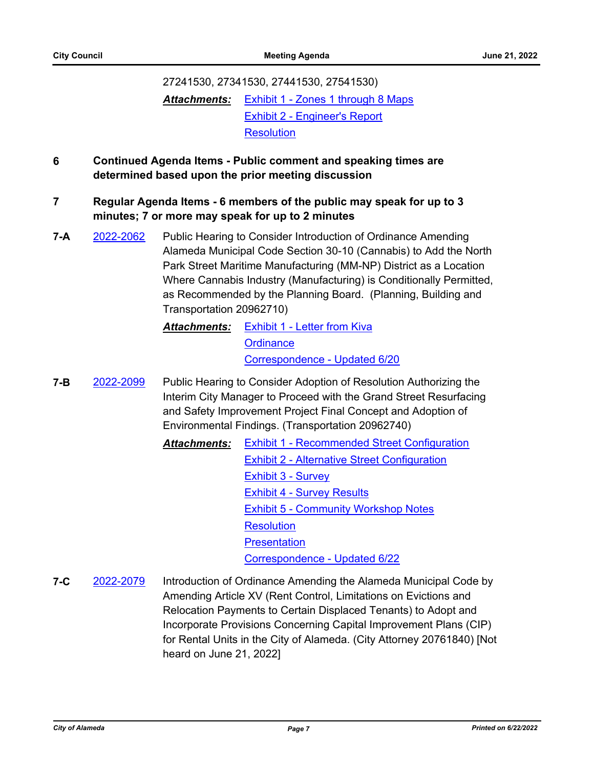27241530, 27341530, 27441530, 27541530)

***Attachments:*** Exhibit 1 - Zones 1 through 8 Maps
Exhibit 2 - Engineer's Report
Resolution

**6 Continued Agenda Items - Public comment and speaking times are determined based upon the prior meeting discussion**

**7 Regular Agenda Items - 6 members of the public may speak for up to 3 minutes; 7 or more may speak for up to 2 minutes**

**7-A** 2022-2062 Public Hearing to Consider Introduction of Ordinance Amending Alameda Municipal Code Section 30-10 (Cannabis) to Add the North Park Street Maritime Manufacturing (MM-NP) District as a Location Where Cannabis Industry (Manufacturing) is Conditionally Permitted, as Recommended by the Planning Board. (Planning, Building and Transportation 20962710)

***Attachments:*** Exhibit 1 - Letter from Kiva
Ordinance
Correspondence - Updated 6/20

**7-B** 2022-2099 Public Hearing to Consider Adoption of Resolution Authorizing the Interim City Manager to Proceed with the Grand Street Resurfacing and Safety Improvement Project Final Concept and Adoption of Environmental Findings. (Transportation 20962740)

***Attachments:*** Exhibit 1 - Recommended Street Configuration
Exhibit 2 - Alternative Street Configuration
Exhibit 3 - Survey
Exhibit 4 - Survey Results
Exhibit 5 - Community Workshop Notes
Resolution
Presentation
Correspondence - Updated 6/22

**7-C** 2022-2079 Introduction of Ordinance Amending the Alameda Municipal Code by Amending Article XV (Rent Control, Limitations on Evictions and Relocation Payments to Certain Displaced Tenants) to Adopt and Incorporate Provisions Concerning Capital Improvement Plans (CIP) for Rental Units in the City of Alameda. (City Attorney 20761840) [Not heard on June 21, 2022]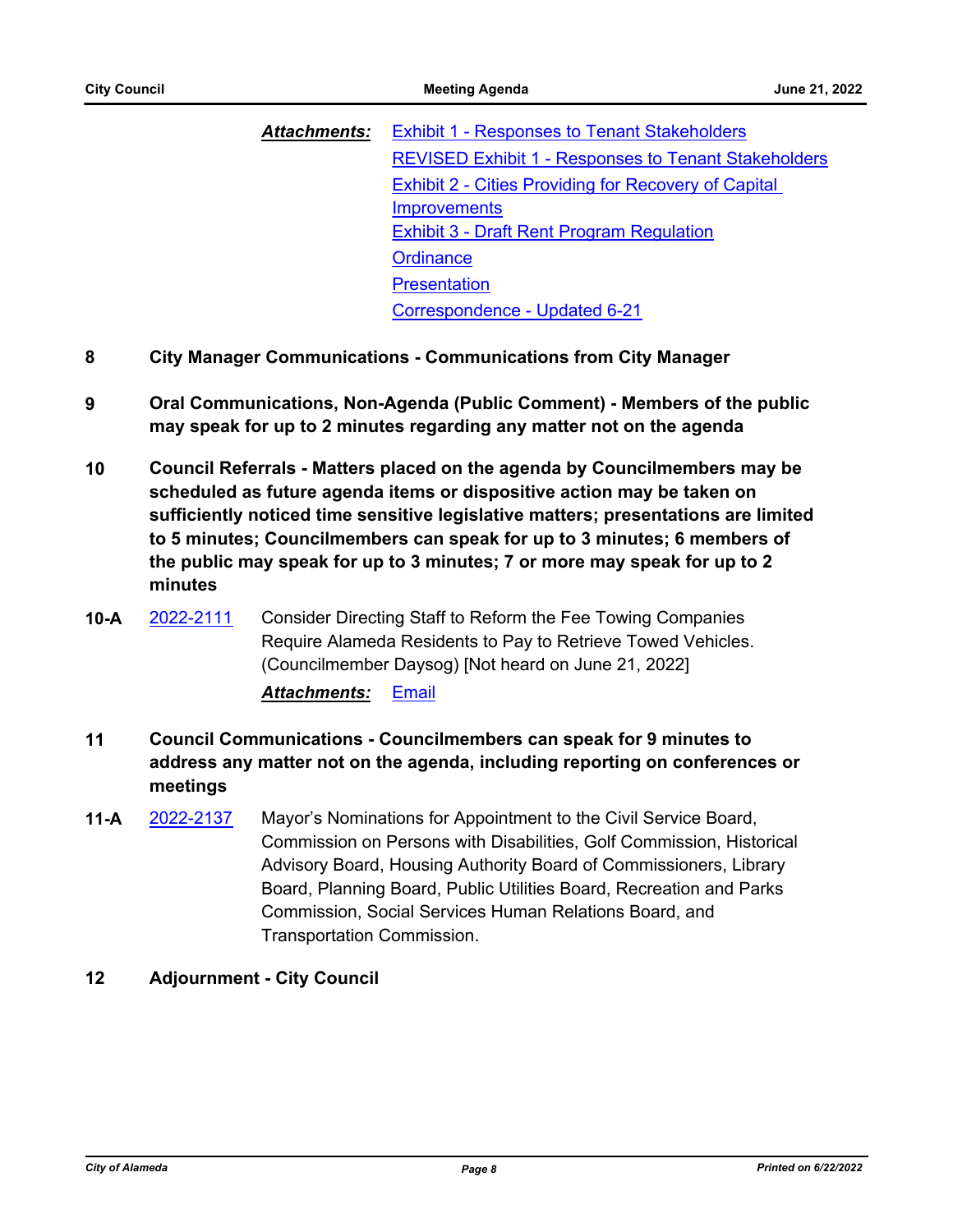***Attachments:*** Exhibit 1 - Responses to Tenant Stakeholders
REVISED Exhibit 1 - Responses to Tenant Stakeholders
Exhibit 2 - Cities Providing for Recovery of Capital Improvements
Exhibit 3 - Draft Rent Program Regulation
Ordinance
Presentation
Correspondence - Updated 6-21

**8 City Manager Communications - Communications from City Manager**

**9 Oral Communications, Non-Agenda (Public Comment) - Members of the public may speak for up to 2 minutes regarding any matter not on the agenda**

**10 Council Referrals - Matters placed on the agenda by Councilmembers may be scheduled as future agenda items or dispositive action may be taken on sufficiently noticed time sensitive legislative matters; presentations are limited to 5 minutes; Councilmembers can speak for up to 3 minutes; 6 members of the public may speak for up to 3 minutes; 7 or more may speak for up to 2 minutes**

**10-A** 2022-2111 Consider Directing Staff to Reform the Fee Towing Companies Require Alameda Residents to Pay to Retrieve Towed Vehicles. (Councilmember Daysog) [Not heard on June 21, 2022]

***Attachments:*** Email

**11 Council Communications - Councilmembers can speak for 9 minutes to address any matter not on the agenda, including reporting on conferences or meetings**

**11-A** 2022-2137 Mayor's Nominations for Appointment to the Civil Service Board, Commission on Persons with Disabilities, Golf Commission, Historical Advisory Board, Housing Authority Board of Commissioners, Library Board, Planning Board, Public Utilities Board, Recreation and Parks Commission, Social Services Human Relations Board, and Transportation Commission.

**12 Adjournment - City Council**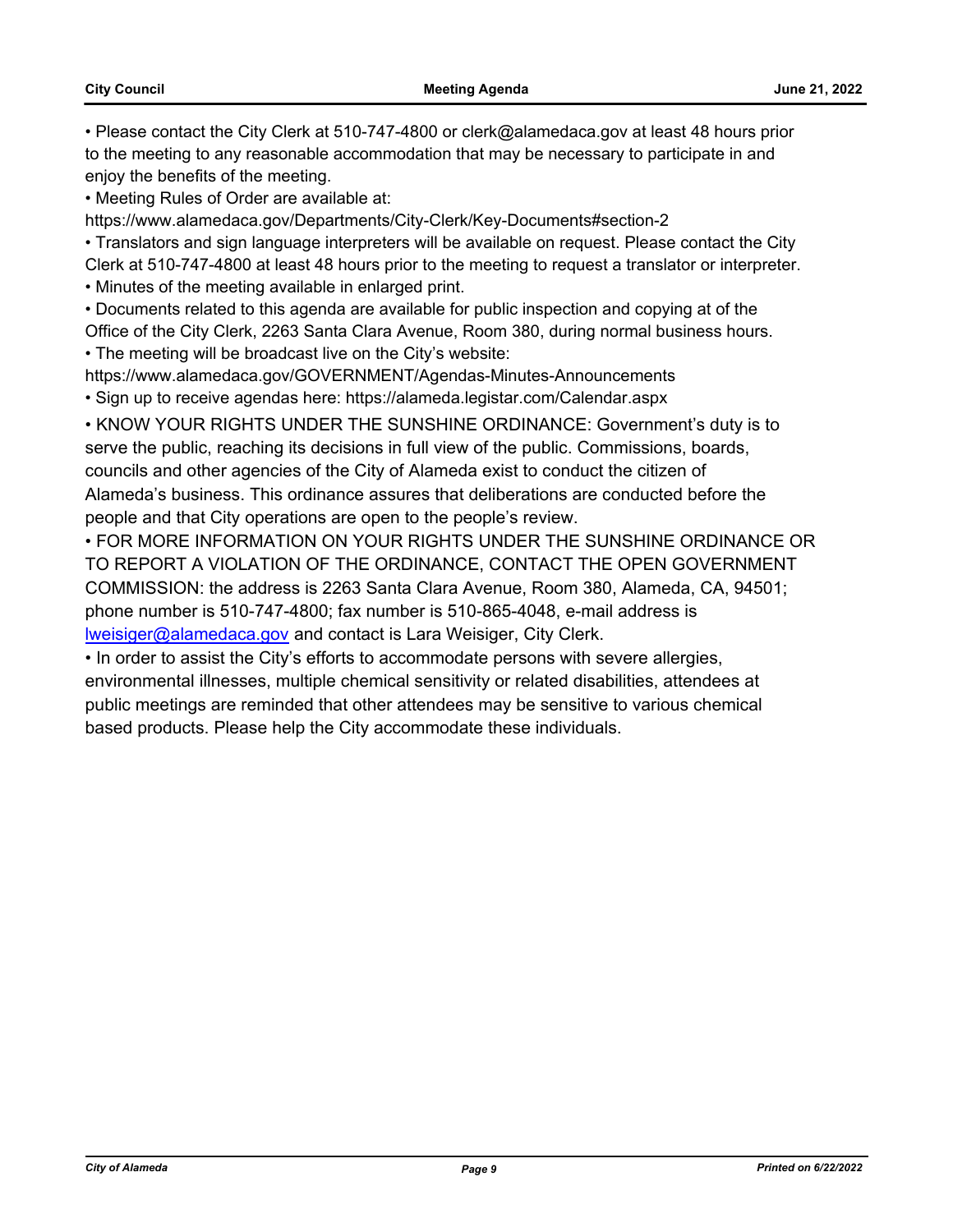- Please contact the City Clerk at 510-747-4800 or clerk@alamedaca.gov at least 48 hours prior to the meeting to any reasonable accommodation that may be necessary to participate in and enjoy the benefits of the meeting.
- Meeting Rules of Order are available at: https://www.alamedaca.gov/Departments/City-Clerk/Key-Documents#section-2
- Translators and sign language interpreters will be available on request. Please contact the City Clerk at 510-747-4800 at least 48 hours prior to the meeting to request a translator or interpreter.
- Minutes of the meeting available in enlarged print.
- Documents related to this agenda are available for public inspection and copying at of the Office of the City Clerk, 2263 Santa Clara Avenue, Room 380, during normal business hours.
- The meeting will be broadcast live on the City's website: https://www.alamedaca.gov/GOVERNMENT/Agendas-Minutes-Announcements
- Sign up to receive agendas here: https://alameda.legistar.com/Calendar.aspx
- KNOW YOUR RIGHTS UNDER THE SUNSHINE ORDINANCE: Government's duty is to serve the public, reaching its decisions in full view of the public. Commissions, boards, councils and other agencies of the City of Alameda exist to conduct the citizen of Alameda's business. This ordinance assures that deliberations are conducted before the people and that City operations are open to the people's review.
- FOR MORE INFORMATION ON YOUR RIGHTS UNDER THE SUNSHINE ORDINANCE OR TO REPORT A VIOLATION OF THE ORDINANCE, CONTACT THE OPEN GOVERNMENT COMMISSION: the address is 2263 Santa Clara Avenue, Room 380, Alameda, CA, 94501; phone number is 510-747-4800; fax number is 510-865-4048, e-mail address is lweisiger@alamedaca.gov and contact is Lara Weisiger, City Clerk.
- In order to assist the City's efforts to accommodate persons with severe allergies, environmental illnesses, multiple chemical sensitivity or related disabilities, attendees at public meetings are reminded that other attendees may be sensitive to various chemical based products. Please help the City accommodate these individuals.